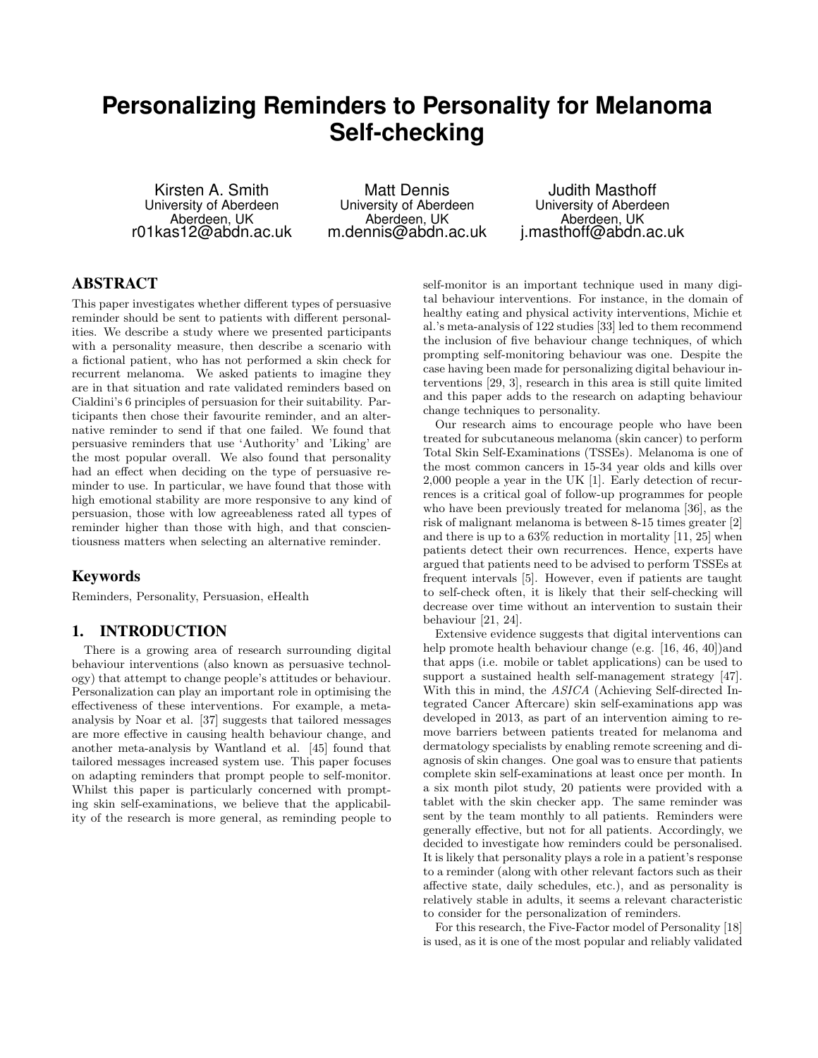# Personalizing Reminders to Personality for Melanoma Self-checking

Kirsten A. Smith
University of Aberdeen
Aberdeen, UK
r01kas12@abdn.ac.uk

Matt Dennis
University of Aberdeen
Aberdeen, UK
m.dennis@abdn.ac.uk

Judith Masthoff
University of Aberdeen
Aberdeen, UK
j.masthoff@abdn.ac.uk

## ABSTRACT

This paper investigates whether different types of persuasive reminder should be sent to patients with different personalities. We describe a study where we presented participants with a personality measure, then describe a scenario with a fictional patient, who has not performed a skin check for recurrent melanoma. We asked patients to imagine they are in that situation and rate validated reminders based on Cialdini's 6 principles of persuasion for their suitability. Participants then chose their favourite reminder, and an alternative reminder to send if that one failed. We found that persuasive reminders that use 'Authority' and 'Liking' are the most popular overall. We also found that personality had an effect when deciding on the type of persuasive reminder to use. In particular, we have found that those with high emotional stability are more responsive to any kind of persuasion, those with low agreeableness rated all types of reminder higher than those with high, and that conscientiousness matters when selecting an alternative reminder.

## Keywords

Reminders, Personality, Persuasion, eHealth

## 1. INTRODUCTION

There is a growing area of research surrounding digital behaviour interventions (also known as persuasive technology) that attempt to change people's attitudes or behaviour. Personalization can play an important role in optimising the effectiveness of these interventions. For example, a meta-analysis by Noar et al. [37] suggests that tailored messages are more effective in causing health behaviour change, and another meta-analysis by Wantland et al. [45] found that tailored messages increased system use. This paper focuses on adapting reminders that prompt people to self-monitor. Whilst this paper is particularly concerned with prompting skin self-examinations, we believe that the applicability of the research is more general, as reminding people to self-monitor is an important technique used in many digital behaviour interventions. For instance, in the domain of healthy eating and physical activity interventions, Michie et al.'s meta-analysis of 122 studies [33] led to them recommend the inclusion of five behaviour change techniques, of which prompting self-monitoring behaviour was one. Despite the case having been made for personalizing digital behaviour interventions [29, 3], research in this area is still quite limited and this paper adds to the research on adapting behaviour change techniques to personality.

Our research aims to encourage people who have been treated for subcutaneous melanoma (skin cancer) to perform Total Skin Self-Examinations (TSSEs). Melanoma is one of the most common cancers in 15-34 year olds and kills over 2,000 people a year in the UK [1]. Early detection of recurrences is a critical goal of follow-up programmes for people who have been previously treated for melanoma [36], as the risk of malignant melanoma is between 8-15 times greater [2] and there is up to a 63% reduction in mortality [11, 25] when patients detect their own recurrences. Hence, experts have argued that patients need to be advised to perform TSSEs at frequent intervals [5]. However, even if patients are taught to self-check often, it is likely that their self-checking will decrease over time without an intervention to sustain their behaviour [21, 24].

Extensive evidence suggests that digital interventions can help promote health behaviour change (e.g. [16, 46, 40])and that apps (i.e. mobile or tablet applications) can be used to support a sustained health self-management strategy [47]. With this in mind, the *ASICA* (Achieving Self-directed Integrated Cancer Aftercare) skin self-examinations app was developed in 2013, as part of an intervention aiming to remove barriers between patients treated for melanoma and dermatology specialists by enabling remote screening and diagnosis of skin changes. One goal was to ensure that patients complete skin self-examinations at least once per month. In a six month pilot study, 20 patients were provided with a tablet with the skin checker app. The same reminder was sent by the team monthly to all patients. Reminders were generally effective, but not for all patients. Accordingly, we decided to investigate how reminders could be personalised. It is likely that personality plays a role in a patient's response to a reminder (along with other relevant factors such as their affective state, daily schedules, etc.), and as personality is relatively stable in adults, it seems a relevant characteristic to consider for the personalization of reminders.

For this research, the Five-Factor model of Personality [18] is used, as it is one of the most popular and reliably validated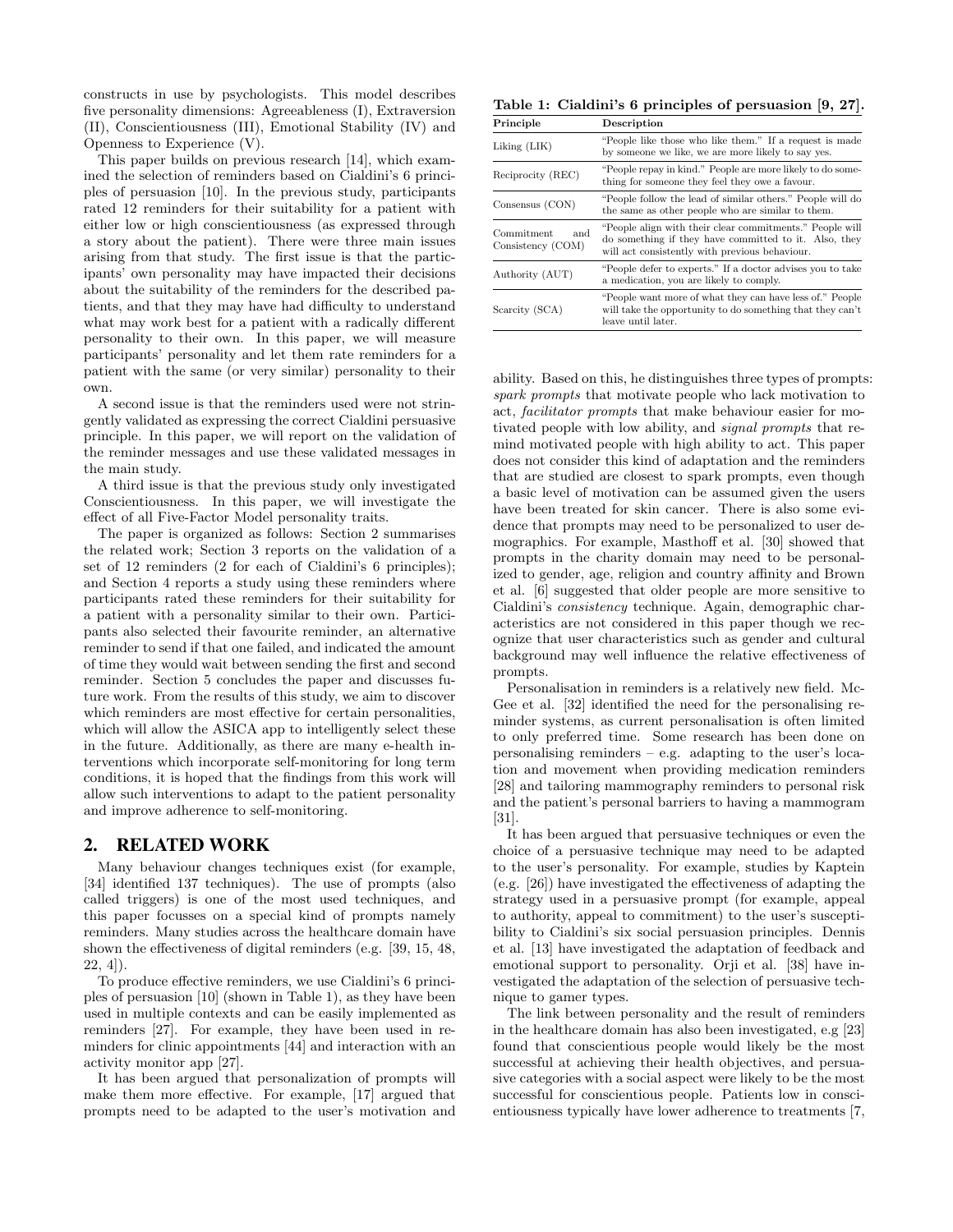constructs in use by psychologists. This model describes five personality dimensions: Agreeableness (I), Extraversion (II), Conscientiousness (III), Emotional Stability (IV) and Openness to Experience (V).

This paper builds on previous research [14], which examined the selection of reminders based on Cialdini's 6 principles of persuasion [10]. In the previous study, participants rated 12 reminders for their suitability for a patient with either low or high conscientiousness (as expressed through a story about the patient). There were three main issues arising from that study. The first issue is that the participants' own personality may have impacted their decisions about the suitability of the reminders for the described patients, and that they may have had difficulty to understand what may work best for a patient with a radically different personality to their own. In this paper, we will measure participants' personality and let them rate reminders for a patient with the same (or very similar) personality to their own.

A second issue is that the reminders used were not stringently validated as expressing the correct Cialdini persuasive principle. In this paper, we will report on the validation of the reminder messages and use these validated messages in the main study.

A third issue is that the previous study only investigated Conscientiousness. In this paper, we will investigate the effect of all Five-Factor Model personality traits.

The paper is organized as follows: Section 2 summarises the related work; Section 3 reports on the validation of a set of 12 reminders (2 for each of Cialdini's 6 principles); and Section 4 reports a study using these reminders where participants rated these reminders for their suitability for a patient with a personality similar to their own. Participants also selected their favourite reminder, an alternative reminder to send if that one failed, and indicated the amount of time they would wait between sending the first and second reminder. Section 5 concludes the paper and discusses future work. From the results of this study, we aim to discover which reminders are most effective for certain personalities, which will allow the ASICA app to intelligently select these in the future. Additionally, as there are many e-health interventions which incorporate self-monitoring for long term conditions, it is hoped that the findings from this work will allow such interventions to adapt to the patient personality and improve adherence to self-monitoring.

## 2. RELATED WORK

Many behaviour changes techniques exist (for example, [34] identified 137 techniques). The use of prompts (also called triggers) is one of the most used techniques, and this paper focusses on a special kind of prompts namely reminders. Many studies across the healthcare domain have shown the effectiveness of digital reminders (e.g. [39, 15, 48, 22, 4]).

To produce effective reminders, we use Cialdini's 6 principles of persuasion [10] (shown in Table 1), as they have been used in multiple contexts and can be easily implemented as reminders [27]. For example, they have been used in reminders for clinic appointments [44] and interaction with an activity monitor app [27].

It has been argued that personalization of prompts will make them more effective. For example, [17] argued that prompts need to be adapted to the user's motivation and

**Table 1: Cialdini's 6 principles of persuasion [9, 27].**

| Principle | Description |
|---|---|
| Liking (LIK) | "People like those who like them." If a request is made by someone we like, we are more likely to say yes. |
| Reciprocity (REC) | "People repay in kind." People are more likely to do something for someone they feel they owe a favour. |
| Consensus (CON) | "People follow the lead of similar others." People will do the same as other people who are similar to them. |
| Commitment and Consistency (COM) | "People align with their clear commitments." People will do something if they have committed to it. Also, they will act consistently with previous behaviour. |
| Authority (AUT) | "People defer to experts." If a doctor advises you to take a medication, you are likely to comply. |
| Scarcity (SCA) | "People want more of what they can have less of." People will take the opportunity to do something that they can't leave until later. |

ability. Based on this, he distinguishes three types of prompts: *spark prompts* that motivate people who lack motivation to act, *facilitator prompts* that make behaviour easier for motivated people with low ability, and *signal prompts* that remind motivated people with high ability to act. This paper does not consider this kind of adaptation and the reminders that are studied are closest to spark prompts, even though a basic level of motivation can be assumed given the users have been treated for skin cancer. There is also some evidence that prompts may need to be personalized to user demographics. For example, Masthoff et al. [30] showed that prompts in the charity domain may need to be personalized to gender, age, religion and country affinity and Brown et al. [6] suggested that older people are more sensitive to Cialdini's *consistency* technique. Again, demographic characteristics are not considered in this paper though we recognize that user characteristics such as gender and cultural background may well influence the relative effectiveness of prompts.

Personalisation in reminders is a relatively new field. McGee et al. [32] identified the need for the personalising reminder systems, as current personalisation is often limited to only preferred time. Some research has been done on personalising reminders – e.g. adapting to the user's location and movement when providing medication reminders [28] and tailoring mammography reminders to personal risk and the patient's personal barriers to having a mammogram [31].

It has been argued that persuasive techniques or even the choice of a persuasive technique may need to be adapted to the user's personality. For example, studies by Kaptein (e.g. [26]) have investigated the effectiveness of adapting the strategy used in a persuasive prompt (for example, appeal to authority, appeal to commitment) to the user's susceptibility to Cialdini's six social persuasion principles. Dennis et al. [13] have investigated the adaptation of feedback and emotional support to personality. Orji et al. [38] have investigated the adaptation of the selection of persuasive technique to gamer types.

The link between personality and the result of reminders in the healthcare domain has also been investigated, e.g [23] found that conscientious people would likely be the most successful at achieving their health objectives, and persuasive categories with a social aspect were likely to be the most successful for conscientious people. Patients low in conscientiousness typically have lower adherence to treatments [7,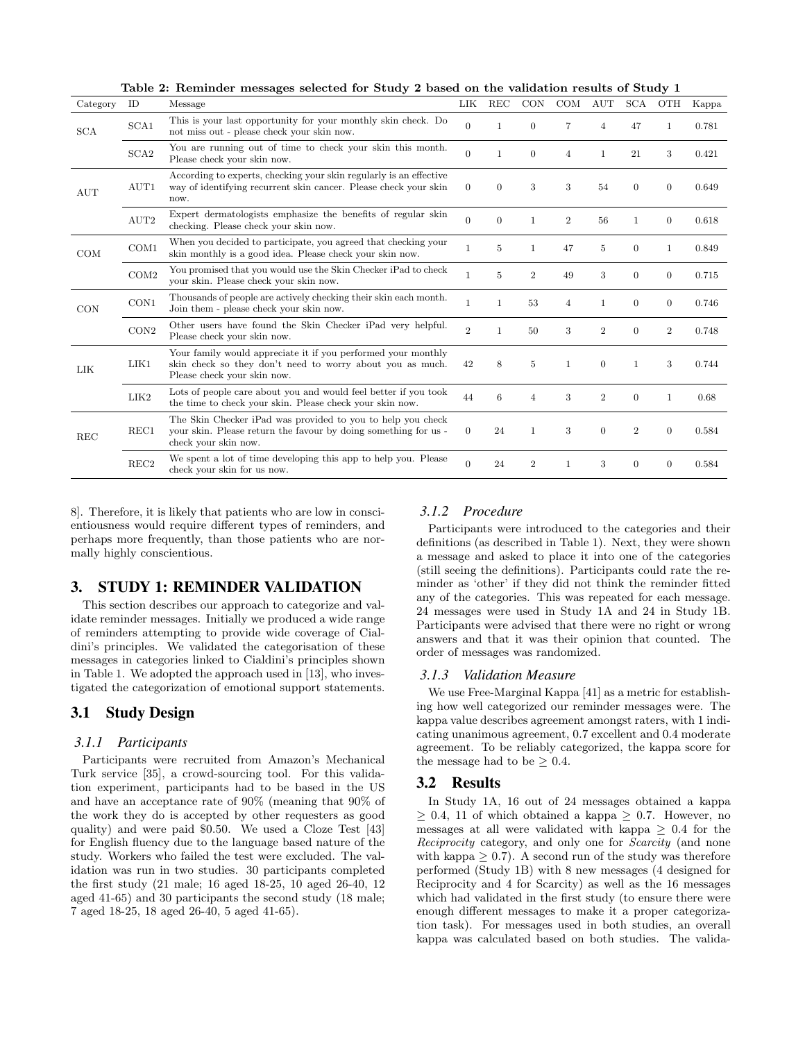**Table 2: Reminder messages selected for Study 2 based on the validation results of Study 1**

| Category | ID | Message | LIK | REC | CON | COM | AUT | SCA | OTH | Kappa |
|---|---|---|---|---|---|---|---|---|---|---|
| SCA | SCA1 | This is your last opportunity for your monthly skin check. Do not miss out - please check your skin now. | 0 | 1 | 0 | 7 | 4 | 47 | 1 | 0.781 |
| | SCA2 | You are running out of time to check your skin this month. Please check your skin now. | 0 | 1 | 0 | 4 | 1 | 21 | 3 | 0.421 |
| AUT | AUT1 | According to experts, checking your skin regularly is an effective way of identifying recurrent skin cancer. Please check your skin now. | 0 | 0 | 3 | 3 | 54 | 0 | 0 | 0.649 |
| | AUT2 | Expert dermatologists emphasize the benefits of regular skin checking. Please check your skin now. | 0 | 0 | 1 | 2 | 56 | 1 | 0 | 0.618 |
| COM | COM1 | When you decided to participate, you agreed that checking your skin monthly is a good idea. Please check your skin now. | 1 | 5 | 1 | 47 | 5 | 0 | 1 | 0.849 |
| | COM2 | You promised that you would use the Skin Checker iPad to check your skin. Please check your skin now. | 1 | 5 | 2 | 49 | 3 | 0 | 0 | 0.715 |
| CON | CON1 | Thousands of people are actively checking their skin each month. Join them - please check your skin now. | 1 | 1 | 53 | 4 | 1 | 0 | 0 | 0.746 |
| | CON2 | Other users have found the Skin Checker iPad very helpful. Please check your skin now. | 2 | 1 | 50 | 3 | 2 | 0 | 2 | 0.748 |
| LIK | LIK1 | Your family would appreciate it if you performed your monthly skin check so they don't need to worry about you as much. Please check your skin now. | 42 | 8 | 5 | 1 | 0 | 1 | 3 | 0.744 |
| | LIK2 | Lots of people care about you and would feel better if you took the time to check your skin. Please check your skin now. | 44 | 6 | 4 | 3 | 2 | 0 | 1 | 0.68 |
| REC | REC1 | The Skin Checker iPad was provided to you to help you check your skin. Please return the favour by doing something for us - check your skin now. | 0 | 24 | 1 | 3 | 0 | 2 | 0 | 0.584 |
| | REC2 | We spent a lot of time developing this app to help you. Please check your skin for us now. | 0 | 24 | 2 | 1 | 3 | 0 | 0 | 0.584 |

8]. Therefore, it is likely that patients who are low in conscientiousness would require different types of reminders, and perhaps more frequently, than those patients who are normally highly conscientious.

## 3. STUDY 1: REMINDER VALIDATION

This section describes our approach to categorize and validate reminder messages. Initially we produced a wide range of reminders attempting to provide wide coverage of Cialdini's principles. We validated the categorisation of these messages in categories linked to Cialdini's principles shown in Table 1. We adopted the approach used in [13], who investigated the categorization of emotional support statements.

### 3.1 Study Design

#### 3.1.1 Participants

Participants were recruited from Amazon's Mechanical Turk service [35], a crowd-sourcing tool. For this validation experiment, participants had to be based in the US and have an acceptance rate of 90% (meaning that 90% of the work they do is accepted by other requesters as good quality) and were paid $0.50. We used a Cloze Test [43] for English fluency due to the language based nature of the study. Workers who failed the test were excluded. The validation was run in two studies. 30 participants completed the first study (21 male; 16 aged 18-25, 10 aged 26-40, 12 aged 41-65) and 30 participants the second study (18 male; 7 aged 18-25, 18 aged 26-40, 5 aged 41-65).

#### 3.1.2 Procedure

Participants were introduced to the categories and their definitions (as described in Table 1). Next, they were shown a message and asked to place it into one of the categories (still seeing the definitions). Participants could rate the reminder as 'other' if they did not think the reminder fitted any of the categories. This was repeated for each message. 24 messages were used in Study 1A and 24 in Study 1B. Participants were advised that there were no right or wrong answers and that it was their opinion that counted. The order of messages was randomized.

#### 3.1.3 Validation Measure

We use Free-Marginal Kappa [41] as a metric for establishing how well categorized our reminder messages were. The kappa value describes agreement amongst raters, with 1 indicating unanimous agreement, 0.7 excellent and 0.4 moderate agreement. To be reliably categorized, the kappa score for the message had to be $\geq 0.4$.

### 3.2 Results

In Study 1A, 16 out of 24 messages obtained a kappa $\geq 0.4$, 11 of which obtained a kappa $\geq 0.7$. However, no messages at all were validated with kappa $\geq 0.4$ for the *Reciprocity* category, and only one for *Scarcity* (and none with kappa $\geq 0.7$). A second run of the study was therefore performed (Study 1B) with 8 new messages (4 designed for Reciprocity and 4 for Scarcity) as well as the 16 messages which had validated in the first study (to ensure there were enough different messages to make it a proper categorization task). For messages used in both studies, an overall kappa was calculated based on both studies. The valida-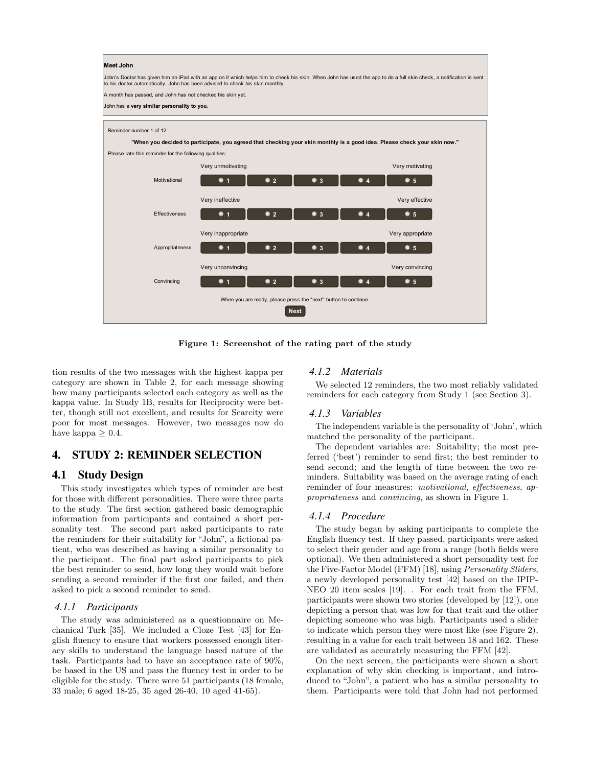Meet John

John's Doctor has given him an iPad with an app on it which helps him to check his skin. When John has used the app to do a full skin check, a notification is sent to his doctor automatically. John has been advised to check his skin monthly.

A month has passed, and John has not checked his skin yet.

John has a **very similar personality to you**.

Reminder number 1 of 12:

**"When you decided to participate, you agreed that checking your skin monthly is a good idea. Please check your skin now."**

Please rate this reminder for the following qualities:

| | | | | | |
|---|---|---|---|---|---|
| | Very unmotivating | | | | Very motivating |
| Motivational | 1 | 2 | 3 | 4 | 5 |
| | Very ineffective | | | | Very effective |
| Effectiveness | 1 | 2 | 3 | 4 | 5 |
| | Very inappropriate | | | | Very appropriate |
| Appropriateness | 1 | 2 | 3 | 4 | 5 |
| | Very unconvincing | | | | Very convincing |
| Convincing | 1 | 2 | 3 | 4 | 5 |

When you are ready, please press the "next" button to continue.

Next

**Figure 1: Screenshot of the rating part of the study**

tion results of the two messages with the highest kappa per category are shown in Table 2, for each message showing how many participants selected each category as well as the kappa value. In Study 1B, results for Reciprocity were better, though still not excellent, and results for Scarcity were poor for most messages. However, two messages now do have kappa $\geq 0.4$.

## 4. STUDY 2: REMINDER SELECTION

### 4.1 Study Design

This study investigates which types of reminder are best for those with different personalities. There were three parts to the study. The first section gathered basic demographic information from participants and contained a short personality test. The second part asked participants to rate the reminders for their suitability for "John", a fictional patient, who was described as having a similar personality to the participant. The final part asked participants to pick the best reminder to send, how long they would wait before sending a second reminder if the first one failed, and then asked to pick a second reminder to send.

#### *4.1.1 Participants*

The study was administered as a questionnaire on Mechanical Turk [35]. We included a Cloze Test [43] for English fluency to ensure that workers possessed enough literacy skills to understand the language based nature of the task. Participants had to have an acceptance rate of 90%, be based in the US and pass the fluency test in order to be eligible for the study. There were 51 participants (18 female, 33 male; 6 aged 18-25, 35 aged 26-40, 10 aged 41-65).

#### *4.1.2 Materials*

We selected 12 reminders, the two most reliably validated reminders for each category from Study 1 (see Section 3).

#### *4.1.3 Variables*

The independent variable is the personality of 'John', which matched the personality of the participant.

The dependent variables are: Suitability; the most preferred ('best') reminder to send first; the best reminder to send second; and the length of time between the two reminders. Suitability was based on the average rating of each reminder of four measures: *motivational*, *effectiveness*, *appropriateness* and *convincing*, as shown in Figure 1.

#### *4.1.4 Procedure*

The study began by asking participants to complete the English fluency test. If they passed, participants were asked to select their gender and age from a range (both fields were optional). We then administered a short personality test for the Five-Factor Model (FFM) [18], using *Personality Sliders*, a newly developed personality test [42] based on the IPIP-NEO 20 item scales [19]. . For each trait from the FFM, participants were shown two stories (developed by [12]), one depicting a person that was low for that trait and the other depicting someone who was high. Participants used a slider to indicate which person they were most like (see Figure 2), resulting in a value for each trait between 18 and 162. These are validated as accurately measuring the FFM [42].

On the next screen, the participants were shown a short explanation of why skin checking is important, and introduced to "John", a patient who has a similar personality to them. Participants were told that John had not performed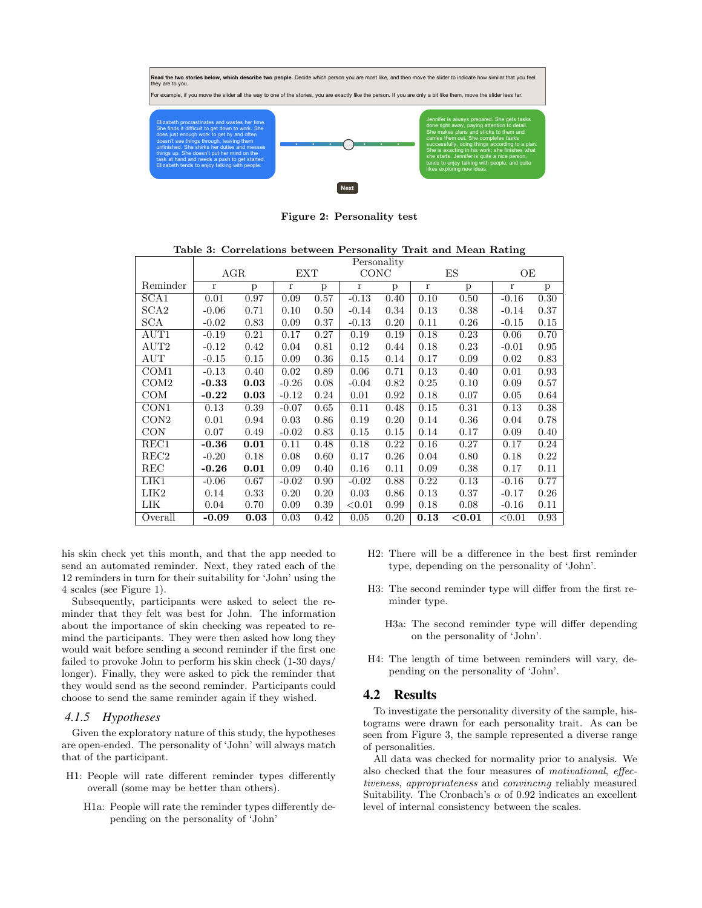Read the two stories below, which describe two people. Decide which person you are most like, and then move the slider to indicate how similar that you feel they are to you.

For example, if you move the slider all the way to one of the stories, you are exactly like the person. If you are only a bit like them, move the slider less far.

Elizabeth procrastinates and wastes her time. She finds it difficult to get down to work. She does just enough work to get by and often doesn't see things through, leaving them unfinished. She shirks her duties and messes things up. She doesn't put her mind on the task at hand and needs a push to get started. Elizabeth tends to enjoy talking with people.

Jennifer is always prepared. She gets tasks done right away, paying attention to detail. She makes plans and sticks to them and carries them out. She completes tasks successfully, doing things according to a plan. She is exacting in his work; she finishes what she starts. Jennifer is quite a nice person, tends to enjoy talking with people, and quite likes exploring new ideas.

Next

**Figure 2: Personality test**

**Table 3: Correlations between Personality Trait and Mean Rating**

| | Personality | | | | | | | | | |
|---|---|---|---|---|---|---|---|---|---|---|
| | AGR | | EXT | | CONC | | ES | | OE | |
| Reminder | r | p | r | p | r | p | r | p | r | p |
| SCA1 | 0.01 | 0.97 | 0.09 | 0.57 | -0.13 | 0.40 | 0.10 | 0.50 | -0.16 | 0.30 |
| SCA2 | -0.06 | 0.71 | 0.10 | 0.50 | -0.14 | 0.34 | 0.13 | 0.38 | -0.14 | 0.37 |
| SCA | -0.02 | 0.83 | 0.09 | 0.37 | -0.13 | 0.20 | 0.11 | 0.26 | -0.15 | 0.15 |
| AUT1 | -0.19 | 0.21 | 0.17 | 0.27 | 0.19 | 0.19 | 0.18 | 0.23 | 0.06 | 0.70 |
| AUT2 | -0.12 | 0.42 | 0.04 | 0.81 | 0.12 | 0.44 | 0.18 | 0.23 | -0.01 | 0.95 |
| AUT | -0.15 | 0.15 | 0.09 | 0.36 | 0.15 | 0.14 | 0.17 | 0.09 | 0.02 | 0.83 |
| COM1 | -0.13 | 0.40 | 0.02 | 0.89 | 0.06 | 0.71 | 0.13 | 0.40 | 0.01 | 0.93 |
| COM2 | **-0.33** | **0.03** | -0.26 | 0.08 | -0.04 | 0.82 | 0.25 | 0.10 | 0.09 | 0.57 |
| COM | **-0.22** | **0.03** | -0.12 | 0.24 | 0.01 | 0.92 | 0.18 | 0.07 | 0.05 | 0.64 |
| CON1 | 0.13 | 0.39 | -0.07 | 0.65 | 0.11 | 0.48 | 0.15 | 0.31 | 0.13 | 0.38 |
| CON2 | 0.01 | 0.94 | 0.03 | 0.86 | 0.19 | 0.20 | 0.14 | 0.36 | 0.04 | 0.78 |
| CON | 0.07 | 0.49 | -0.02 | 0.83 | 0.15 | 0.15 | 0.14 | 0.17 | 0.09 | 0.40 |
| REC1 | **-0.36** | **0.01** | 0.11 | 0.48 | 0.18 | 0.22 | 0.16 | 0.27 | 0.17 | 0.24 |
| REC2 | -0.20 | 0.18 | 0.08 | 0.60 | 0.17 | 0.26 | 0.04 | 0.80 | 0.18 | 0.22 |
| REC | **-0.26** | **0.01** | 0.09 | 0.40 | 0.16 | 0.11 | 0.09 | 0.38 | 0.17 | 0.11 |
| LIK1 | -0.06 | 0.67 | -0.02 | 0.90 | -0.02 | 0.88 | 0.22 | 0.13 | -0.16 | 0.77 |
| LIK2 | 0.14 | 0.33 | 0.20 | 0.20 | 0.03 | 0.86 | 0.13 | 0.37 | -0.17 | 0.26 |
| LIK | 0.04 | 0.70 | 0.09 | 0.39 | <0.01 | 0.99 | 0.18 | 0.08 | -0.16 | 0.11 |
| Overall | **-0.09** | **0.03** | 0.03 | 0.42 | 0.05 | 0.20 | **0.13** | **<0.01** | <0.01 | 0.93 |

his skin check yet this month, and that the app needed to send an automated reminder. Next, they rated each of the 12 reminders in turn for their suitability for 'John' using the 4 scales (see Figure 1).

Subsequently, participants were asked to select the reminder that they felt was best for John. The information about the importance of skin checking was repeated to remind the participants. They were then asked how long they would wait before sending a second reminder if the first one failed to provoke John to perform his skin check (1-30 days/ longer). Finally, they were asked to pick the reminder that they would send as the second reminder. Participants could choose to send the same reminder again if they wished.

### *4.1.5 Hypotheses*

Given the exploratory nature of this study, the hypotheses are open-ended. The personality of 'John' will always match that of the participant.

- H1: People will rate different reminder types differently overall (some may be better than others).
  - H1a: People will rate the reminder types differently depending on the personality of 'John'
- H2: There will be a difference in the best first reminder type, depending on the personality of 'John'.
- H3: The second reminder type will differ from the first reminder type.
  - H3a: The second reminder type will differ depending on the personality of 'John'.
- H4: The length of time between reminders will vary, depending on the personality of 'John'.

## 4.2 Results

To investigate the personality diversity of the sample, histograms were drawn for each personality trait. As can be seen from Figure 3, the sample represented a diverse range of personalities.

All data was checked for normality prior to analysis. We also checked that the four measures of *motivational*, *effectiveness*, *appropriateness* and *convincing* reliably measured Suitability. The Cronbach's $\alpha$ of 0.92 indicates an excellent level of internal consistency between the scales.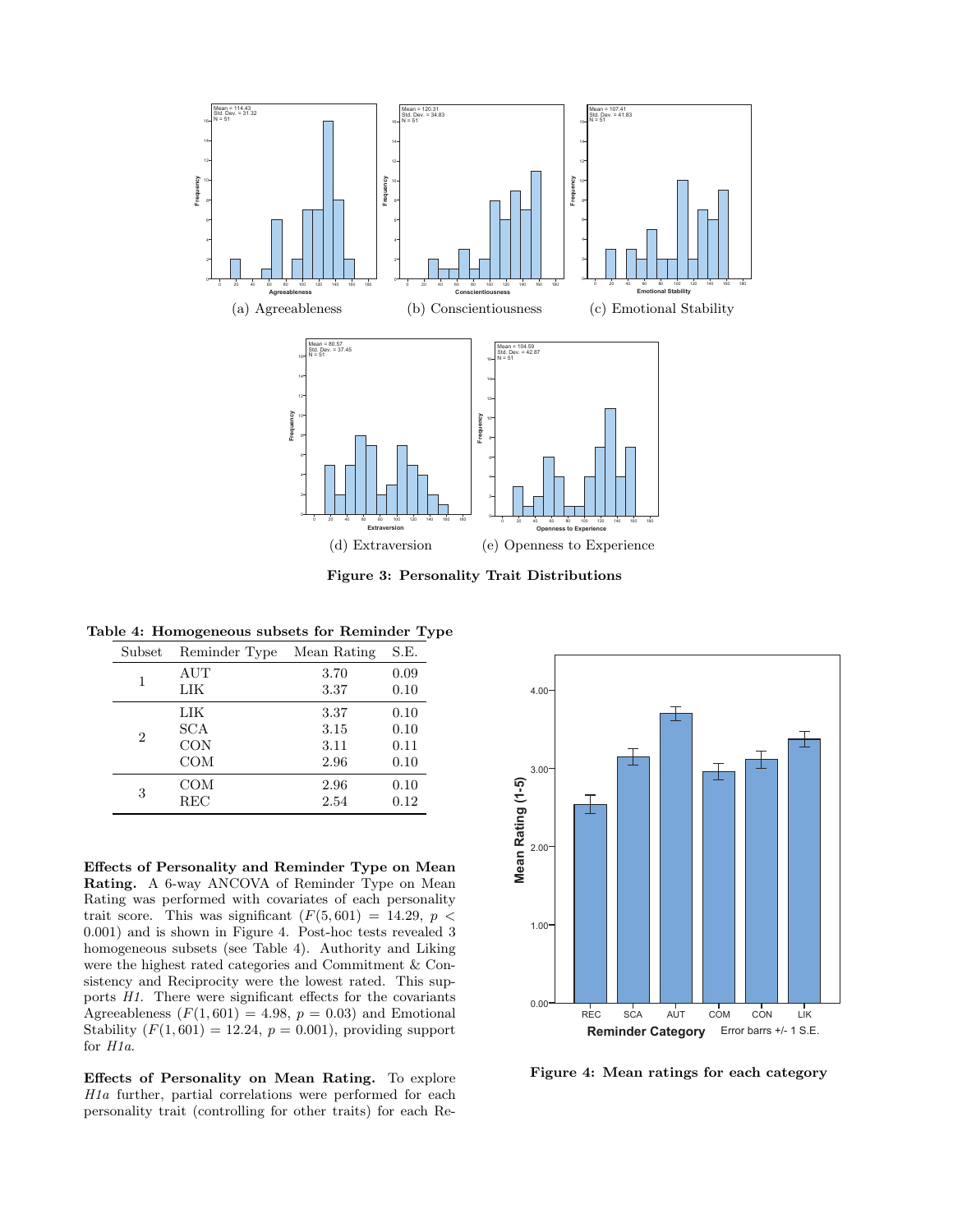(a) Agreeableness (b) Conscientiousness (c) Emotional Stability

(d) Extraversion (e) Openness to Experience

**Figure 3: Personality Trait Distributions**

**Table 4: Homogeneous subsets for Reminder Type**

| Subset | Reminder Type | Mean Rating | S.E. |
|---|---|---|---|
| 1 | AUT | 3.70 | 0.09 |
| | LIK | 3.37 | 0.10 |
| 2 | LIK | 3.37 | 0.10 |
| | SCA | 3.15 | 0.10 |
| | CON | 3.11 | 0.11 |
| | COM | 2.96 | 0.10 |
| 3 | COM | 2.96 | 0.10 |
| | REC | 2.54 | 0.12 |

**Effects of Personality and Reminder Type on Mean Rating.** A 6-way ANCOVA of Reminder Type on Mean Rating was performed with covariates of each personality trait score. This was significant ($F(5, 601) = 14.29$, $p < 0.001$) and is shown in Figure 4. Post-hoc tests revealed 3 homogeneous subsets (see Table 4). Authority and Liking were the highest rated categories and Commitment & Consistency and Reciprocity were the lowest rated. This supports *H1*. There were significant effects for the covariants Agreeableness ($F(1, 601) = 4.98$, $p = 0.03$) and Emotional Stability ($F(1, 601) = 12.24$, $p = 0.001$), providing support for *H1a*.

**Effects of Personality on Mean Rating.** To explore *H1a* further, partial correlations were performed for each personality trait (controlling for other traits) for each Re-

**Figure 4: Mean ratings for each category**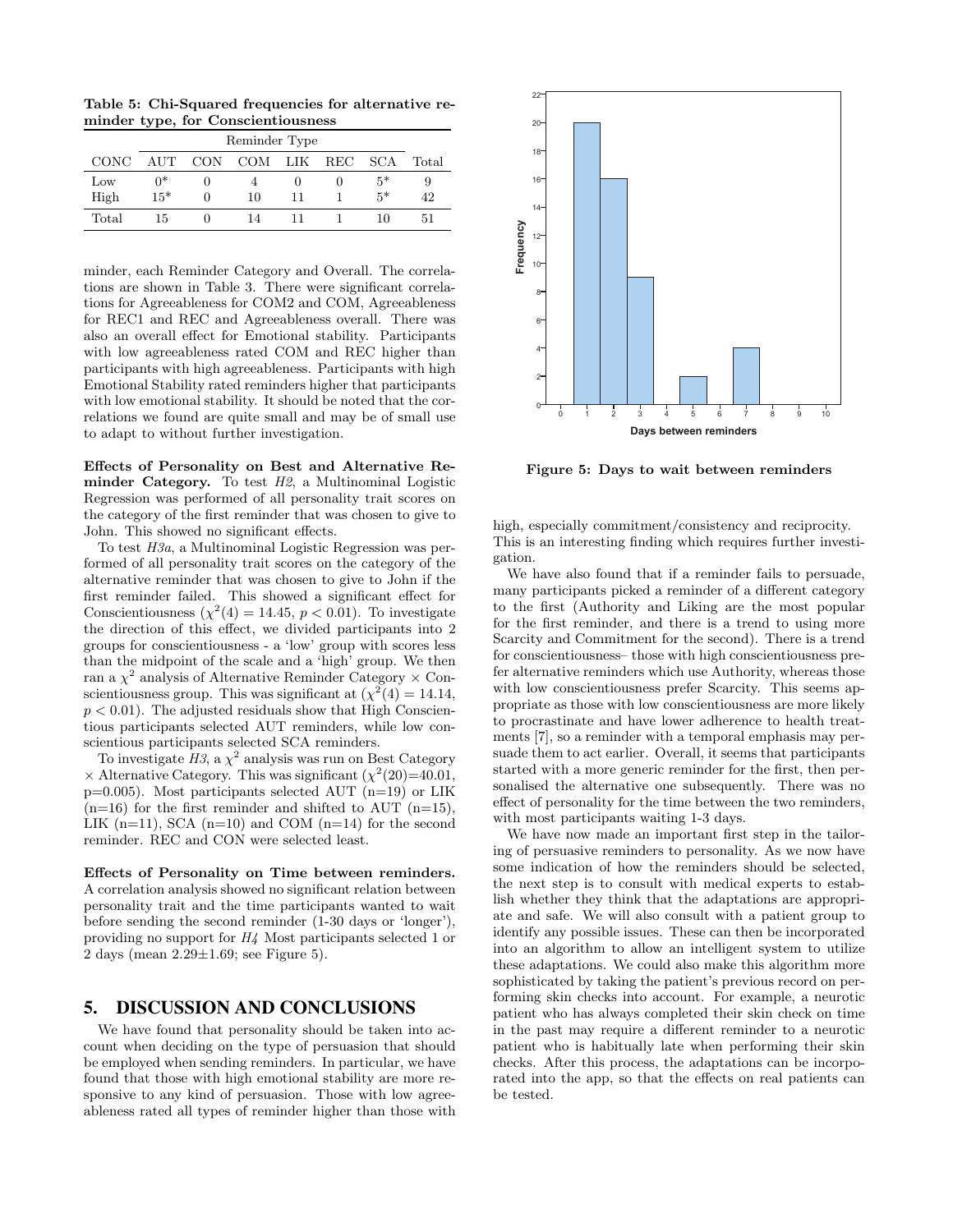**Table 5: Chi-Squared frequencies for alternative reminder type, for Conscientiousness**

| | Reminder Type | | | | | | |
|---|---|---|---|---|---|---|---|
| CONC | AUT | CON | COM | LIK | REC | SCA | Total |
| Low | 0* | 0 | 4 | 0 | 0 | 5* | 9 |
| High | 15* | 0 | 10 | 11 | 1 | 5* | 42 |
| Total | 15 | 0 | 14 | 11 | 1 | 10 | 51 |

minder, each Reminder Category and Overall. The correlations are shown in Table 3. There were significant correlations for Agreeableness for COM2 and COM, Agreeableness for REC1 and REC and Agreeableness overall. There was also an overall effect for Emotional stability. Participants with low agreeableness rated COM and REC higher than participants with high agreeableness. Participants with high Emotional Stability rated reminders higher that participants with low emotional stability. It should be noted that the correlations we found are quite small and may be of small use to adapt to without further investigation.

**Effects of Personality on Best and Alternative Reminder Category.** To test *H2*, a Multinominal Logistic Regression was performed of all personality trait scores on the category of the first reminder that was chosen to give to John. This showed no significant effects.

To test *H3a*, a Multinominal Logistic Regression was performed of all personality trait scores on the category of the alternative reminder that was chosen to give to John if the first reminder failed. This showed a significant effect for Conscientiousness ($\chi^2(4) = 14.45$, $p < 0.01$). To investigate the direction of this effect, we divided participants into 2 groups for conscientiousness - a 'low' group with scores less than the midpoint of the scale and a 'high' group. We then ran a $\chi^2$ analysis of Alternative Reminder Category × Conscientiousness group. This was significant at ($\chi^2(4) = 14.14$, $p < 0.01$). The adjusted residuals show that High Conscientious participants selected AUT reminders, while low conscientious participants selected SCA reminders.

To investigate *H3*, a $\chi^2$ analysis was run on Best Category × Alternative Category. This was significant ($\chi^2(20)$=40.01, p=0.005). Most participants selected AUT (n=19) or LIK (n=16) for the first reminder and shifted to AUT (n=15), LIK (n=11), SCA (n=10) and COM (n=14) for the second reminder. REC and CON were selected least.

**Effects of Personality on Time between reminders.** A correlation analysis showed no significant relation between personality trait and the time participants wanted to wait before sending the second reminder (1-30 days or 'longer'), providing no support for *H4* Most participants selected 1 or 2 days (mean 2.29±1.69; see Figure 5).

## 5. DISCUSSION AND CONCLUSIONS

We have found that personality should be taken into account when deciding on the type of persuasion that should be employed when sending reminders. In particular, we have found that those with high emotional stability are more responsive to any kind of persuasion. Those with low agreeableness rated all types of reminder higher than those with high, especially commitment/consistency and reciprocity. This is an interesting finding which requires further investigation.

**Figure 5: Days to wait between reminders**

We have also found that if a reminder fails to persuade, many participants picked a reminder of a different category to the first (Authority and Liking are the most popular for the first reminder, and there is a trend to using more Scarcity and Commitment for the second). There is a trend for conscientiousness– those with high conscientiousness prefer alternative reminders which use Authority, whereas those with low conscientiousness prefer Scarcity. This seems appropriate as those with low conscientiousness are more likely to procrastinate and have lower adherence to health treatments [7], so a reminder with a temporal emphasis may persuade them to act earlier. Overall, it seems that participants started with a more generic reminder for the first, then personalised the alternative one subsequently. There was no effect of personality for the time between the two reminders, with most participants waiting 1-3 days.

We have now made an important first step in the tailoring of persuasive reminders to personality. As we now have some indication of how the reminders should be selected, the next step is to consult with medical experts to establish whether they think that the adaptations are appropriate and safe. We will also consult with a patient group to identify any possible issues. These can then be incorporated into an algorithm to allow an intelligent system to utilize these adaptations. We could also make this algorithm more sophisticated by taking the patient's previous record on performing skin checks into account. For example, a neurotic patient who has always completed their skin check on time in the past may require a different reminder to a neurotic patient who is habitually late when performing their skin checks. After this process, the adaptations can be incorporated into the app, so that the effects on real patients can be tested.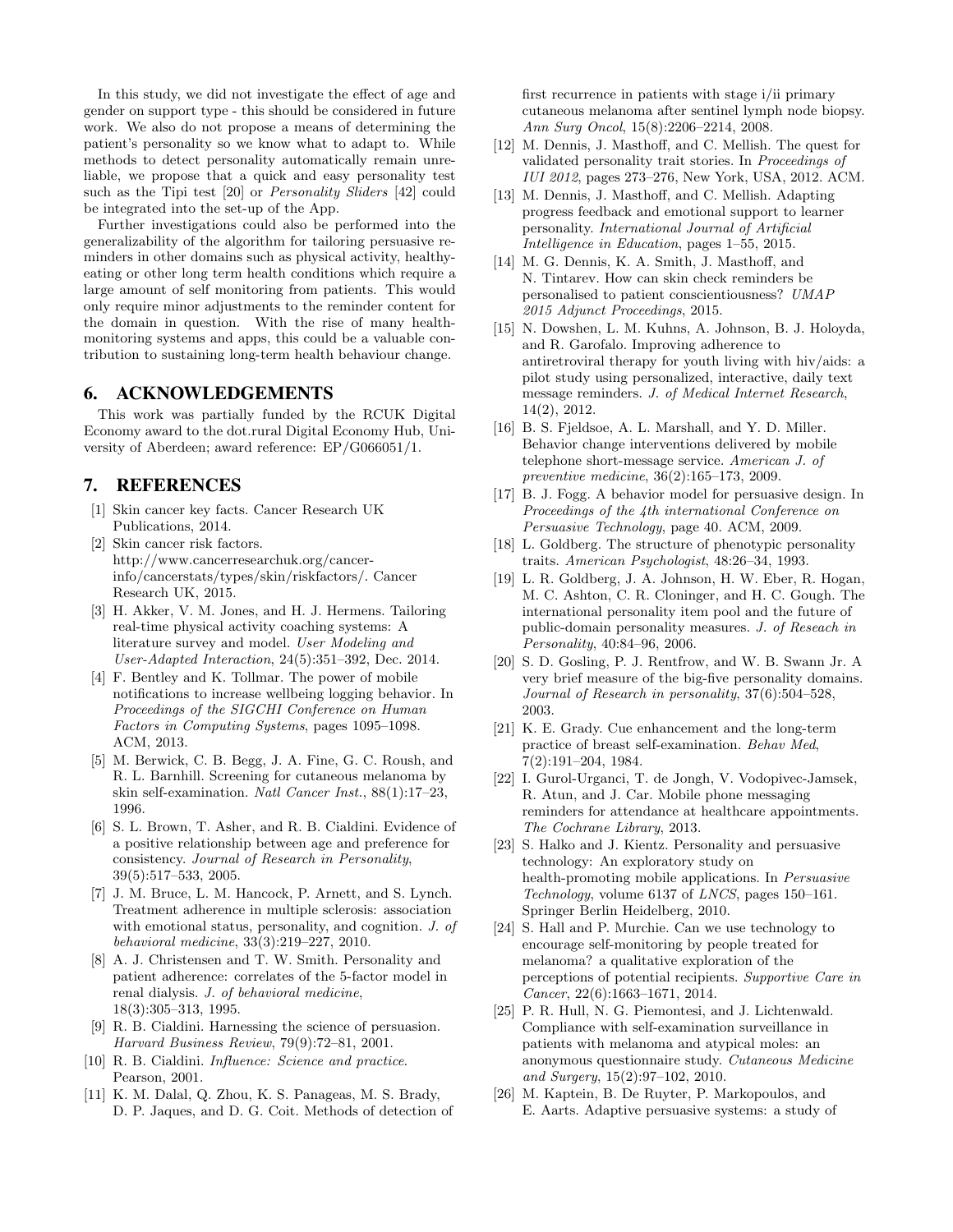In this study, we did not investigate the effect of age and gender on support type - this should be considered in future work. We also do not propose a means of determining the patient's personality so we know what to adapt to. While methods to detect personality automatically remain unreliable, we propose that a quick and easy personality test such as the Tipi test [20] or *Personality Sliders* [42] could be integrated into the set-up of the App.

Further investigations could also be performed into the generalizability of the algorithm for tailoring persuasive reminders in other domains such as physical activity, healthy-eating or other long term health conditions which require a large amount of self monitoring from patients. This would only require minor adjustments to the reminder content for the domain in question. With the rise of many health-monitoring systems and apps, this could be a valuable contribution to sustaining long-term health behaviour change.

## 6. ACKNOWLEDGEMENTS

This work was partially funded by the RCUK Digital Economy award to the dot.rural Digital Economy Hub, University of Aberdeen; award reference: EP/G066051/1.

## 7. REFERENCES

[1] Skin cancer key facts. Cancer Research UK Publications, 2014.

[2] Skin cancer risk factors. http://www.cancerresearchuk.org/cancer-info/cancerstats/types/skin/riskfactors/. Cancer Research UK, 2015.

[3] H. Akker, V. M. Jones, and H. J. Hermens. Tailoring real-time physical activity coaching systems: A literature survey and model. *User Modeling and User-Adapted Interaction*, 24(5):351–392, Dec. 2014.

[4] F. Bentley and K. Tollmar. The power of mobile notifications to increase wellbeing logging behavior. In *Proceedings of the SIGCHI Conference on Human Factors in Computing Systems*, pages 1095–1098. ACM, 2013.

[5] M. Berwick, C. B. Begg, J. A. Fine, G. C. Roush, and R. L. Barnhill. Screening for cutaneous melanoma by skin self-examination. *Natl Cancer Inst.*, 88(1):17–23, 1996.

[6] S. L. Brown, T. Asher, and R. B. Cialdini. Evidence of a positive relationship between age and preference for consistency. *Journal of Research in Personality*, 39(5):517–533, 2005.

[7] J. M. Bruce, L. M. Hancock, P. Arnett, and S. Lynch. Treatment adherence in multiple sclerosis: association with emotional status, personality, and cognition. *J. of behavioral medicine*, 33(3):219–227, 2010.

[8] A. J. Christensen and T. W. Smith. Personality and patient adherence: correlates of the 5-factor model in renal dialysis. *J. of behavioral medicine*, 18(3):305–313, 1995.

[9] R. B. Cialdini. Harnessing the science of persuasion. *Harvard Business Review*, 79(9):72–81, 2001.

[10] R. B. Cialdini. *Influence: Science and practice*. Pearson, 2001.

[11] K. M. Dalal, Q. Zhou, K. S. Panageas, M. S. Brady, D. P. Jaques, and D. G. Coit. Methods of detection of first recurrence in patients with stage i/ii primary cutaneous melanoma after sentinel lymph node biopsy. *Ann Surg Oncol*, 15(8):2206–2214, 2008.

[12] M. Dennis, J. Masthoff, and C. Mellish. The quest for validated personality trait stories. In *Proceedings of IUI 2012*, pages 273–276, New York, USA, 2012. ACM.

[13] M. Dennis, J. Masthoff, and C. Mellish. Adapting progress feedback and emotional support to learner personality. *International Journal of Artificial Intelligence in Education*, pages 1–55, 2015.

[14] M. G. Dennis, K. A. Smith, J. Masthoff, and N. Tintarev. How can skin check reminders be personalised to patient conscientiousness? *UMAP 2015 Adjunct Proceedings*, 2015.

[15] N. Dowshen, L. M. Kuhns, A. Johnson, B. J. Holoyda, and R. Garofalo. Improving adherence to antiretroviral therapy for youth living with hiv/aids: a pilot study using personalized, interactive, daily text message reminders. *J. of Medical Internet Research*, 14(2), 2012.

[16] B. S. Fjeldsoe, A. L. Marshall, and Y. D. Miller. Behavior change interventions delivered by mobile telephone short-message service. *American J. of preventive medicine*, 36(2):165–173, 2009.

[17] B. J. Fogg. A behavior model for persuasive design. In *Proceedings of the 4th international Conference on Persuasive Technology*, page 40. ACM, 2009.

[18] L. Goldberg. The structure of phenotypic personality traits. *American Psychologist*, 48:26–34, 1993.

[19] L. R. Goldberg, J. A. Johnson, H. W. Eber, R. Hogan, M. C. Ashton, C. R. Cloninger, and H. C. Gough. The international personality item pool and the future of public-domain personality measures. *J. of Reseach in Personality*, 40:84–96, 2006.

[20] S. D. Gosling, P. J. Rentfrow, and W. B. Swann Jr. A very brief measure of the big-five personality domains. *Journal of Research in personality*, 37(6):504–528, 2003.

[21] K. E. Grady. Cue enhancement and the long-term practice of breast self-examination. *Behav Med*, 7(2):191–204, 1984.

[22] I. Gurol-Urganci, T. de Jongh, V. Vodopivec-Jamsek, R. Atun, and J. Car. Mobile phone messaging reminders for attendance at healthcare appointments. *The Cochrane Library*, 2013.

[23] S. Halko and J. Kientz. Personality and persuasive technology: An exploratory study on health-promoting mobile applications. In *Persuasive Technology*, volume 6137 of *LNCS*, pages 150–161. Springer Berlin Heidelberg, 2010.

[24] S. Hall and P. Murchie. Can we use technology to encourage self-monitoring by people treated for melanoma? a qualitative exploration of the perceptions of potential recipients. *Supportive Care in Cancer*, 22(6):1663–1671, 2014.

[25] P. R. Hull, N. G. Piemontesi, and J. Lichtenwald. Compliance with self-examination surveillance in patients with melanoma and atypical moles: an anonymous questionnaire study. *Cutaneous Medicine and Surgery*, 15(2):97–102, 2010.

[26] M. Kaptein, B. De Ruyter, P. Markopoulos, and E. Aarts. Adaptive persuasive systems: a study of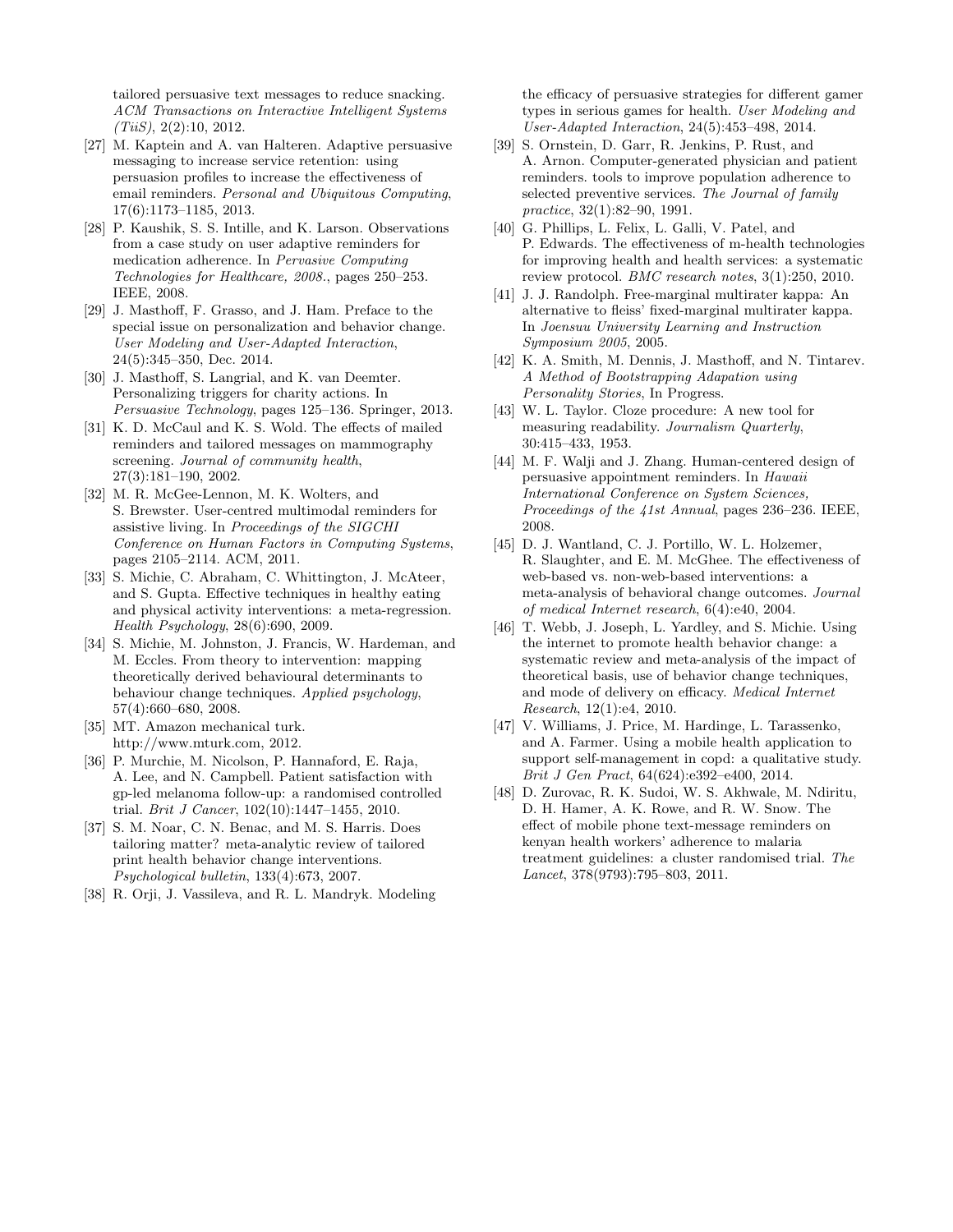tailored persuasive text messages to reduce snacking. *ACM Transactions on Interactive Intelligent Systems (TiiS)*, 2(2):10, 2012.

[27] M. Kaptein and A. van Halteren. Adaptive persuasive messaging to increase service retention: using persuasion profiles to increase the effectiveness of email reminders. *Personal and Ubiquitous Computing*, 17(6):1173–1185, 2013.

[28] P. Kaushik, S. S. Intille, and K. Larson. Observations from a case study on user adaptive reminders for medication adherence. In *Pervasive Computing Technologies for Healthcare, 2008.*, pages 250–253. IEEE, 2008.

[29] J. Masthoff, F. Grasso, and J. Ham. Preface to the special issue on personalization and behavior change. *User Modeling and User-Adapted Interaction*, 24(5):345–350, Dec. 2014.

[30] J. Masthoff, S. Langrial, and K. van Deemter. Personalizing triggers for charity actions. In *Persuasive Technology*, pages 125–136. Springer, 2013.

[31] K. D. McCaul and K. S. Wold. The effects of mailed reminders and tailored messages on mammography screening. *Journal of community health*, 27(3):181–190, 2002.

[32] M. R. McGee-Lennon, M. K. Wolters, and S. Brewster. User-centred multimodal reminders for assistive living. In *Proceedings of the SIGCHI Conference on Human Factors in Computing Systems*, pages 2105–2114. ACM, 2011.

[33] S. Michie, C. Abraham, C. Whittington, J. McAteer, and S. Gupta. Effective techniques in healthy eating and physical activity interventions: a meta-regression. *Health Psychology*, 28(6):690, 2009.

[34] S. Michie, M. Johnston, J. Francis, W. Hardeman, and M. Eccles. From theory to intervention: mapping theoretically derived behavioural determinants to behaviour change techniques. *Applied psychology*, 57(4):660–680, 2008.

[35] MT. Amazon mechanical turk. http://www.mturk.com, 2012.

[36] P. Murchie, M. Nicolson, P. Hannaford, E. Raja, A. Lee, and N. Campbell. Patient satisfaction with gp-led melanoma follow-up: a randomised controlled trial. *Brit J Cancer*, 102(10):1447–1455, 2010.

[37] S. M. Noar, C. N. Benac, and M. S. Harris. Does tailoring matter? meta-analytic review of tailored print health behavior change interventions. *Psychological bulletin*, 133(4):673, 2007.

[38] R. Orji, J. Vassileva, and R. L. Mandryk. Modeling the efficacy of persuasive strategies for different gamer types in serious games for health. *User Modeling and User-Adapted Interaction*, 24(5):453–498, 2014.

[39] S. Ornstein, D. Garr, R. Jenkins, P. Rust, and A. Arnon. Computer-generated physician and patient reminders. tools to improve population adherence to selected preventive services. *The Journal of family practice*, 32(1):82–90, 1991.

[40] G. Phillips, L. Felix, L. Galli, V. Patel, and P. Edwards. The effectiveness of m-health technologies for improving health and health services: a systematic review protocol. *BMC research notes*, 3(1):250, 2010.

[41] J. J. Randolph. Free-marginal multirater kappa: An alternative to fleiss' fixed-marginal multirater kappa. In *Joensuu University Learning and Instruction Symposium 2005*, 2005.

[42] K. A. Smith, M. Dennis, J. Masthoff, and N. Tintarev. *A Method of Bootstrapping Adapation using Personality Stories*, In Progress.

[43] W. L. Taylor. Cloze procedure: A new tool for measuring readability. *Journalism Quarterly*, 30:415–433, 1953.

[44] M. F. Walji and J. Zhang. Human-centered design of persuasive appointment reminders. In *Hawaii International Conference on System Sciences, Proceedings of the 41st Annual*, pages 236–236. IEEE, 2008.

[45] D. J. Wantland, C. J. Portillo, W. L. Holzemer, R. Slaughter, and E. M. McGhee. The effectiveness of web-based vs. non-web-based interventions: a meta-analysis of behavioral change outcomes. *Journal of medical Internet research*, 6(4):e40, 2004.

[46] T. Webb, J. Joseph, L. Yardley, and S. Michie. Using the internet to promote health behavior change: a systematic review and meta-analysis of the impact of theoretical basis, use of behavior change techniques, and mode of delivery on efficacy. *Medical Internet Research*, 12(1):e4, 2010.

[47] V. Williams, J. Price, M. Hardinge, L. Tarassenko, and A. Farmer. Using a mobile health application to support self-management in copd: a qualitative study. *Brit J Gen Pract*, 64(624):e392–e400, 2014.

[48] D. Zurovac, R. K. Sudoi, W. S. Akhwale, M. Ndiritu, D. H. Hamer, A. K. Rowe, and R. W. Snow. The effect of mobile phone text-message reminders on kenyan health workers' adherence to malaria treatment guidelines: a cluster randomised trial. *The Lancet*, 378(9793):795–803, 2011.